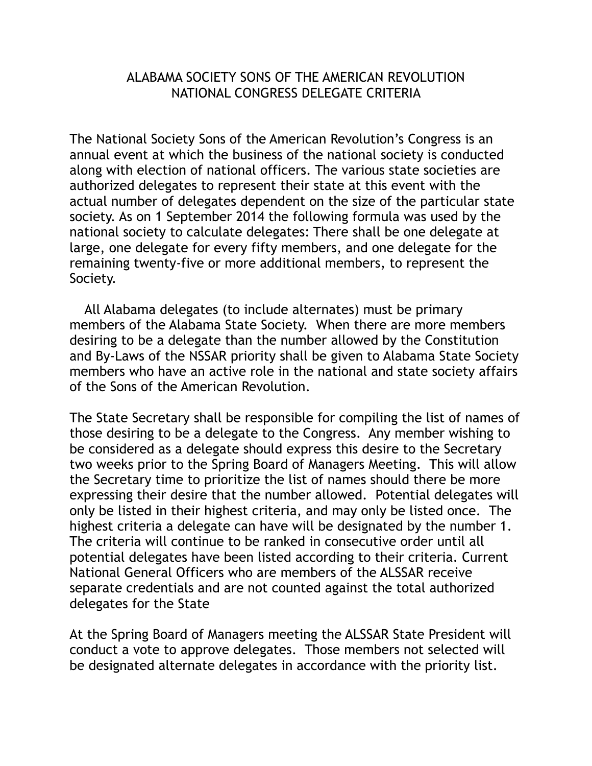# ALABAMA SOCIETY SONS OF THE AMERICAN REVOLUTION
## NATIONAL CONGRESS DELEGATE CRITERIA

The National Society Sons of the American Revolution's Congress is an annual event at which the business of the national society is conducted along with election of national officers. The various state societies are authorized delegates to represent their state at this event with the actual number of delegates dependent on the size of the particular state society. As on 1 September 2014 the following formula was used by the national society to calculate delegates: There shall be one delegate at large, one delegate for every fifty members, and one delegate for the remaining twenty-five or more additional members, to represent the Society.

All Alabama delegates (to include alternates) must be primary members of the Alabama State Society. When there are more members desiring to be a delegate than the number allowed by the Constitution and By-Laws of the NSSAR priority shall be given to Alabama State Society members who have an active role in the national and state society affairs of the Sons of the American Revolution.

The State Secretary shall be responsible for compiling the list of names of those desiring to be a delegate to the Congress. Any member wishing to be considered as a delegate should express this desire to the Secretary two weeks prior to the Spring Board of Managers Meeting. This will allow the Secretary time to prioritize the list of names should there be more expressing their desire that the number allowed. Potential delegates will only be listed in their highest criteria, and may only be listed once. The highest criteria a delegate can have will be designated by the number 1. The criteria will continue to be ranked in consecutive order until all potential delegates have been listed according to their criteria. Current National General Officers who are members of the ALSSAR receive separate credentials and are not counted against the total authorized delegates for the State

At the Spring Board of Managers meeting the ALSSAR State President will conduct a vote to approve delegates. Those members not selected will be designated alternate delegates in accordance with the priority list.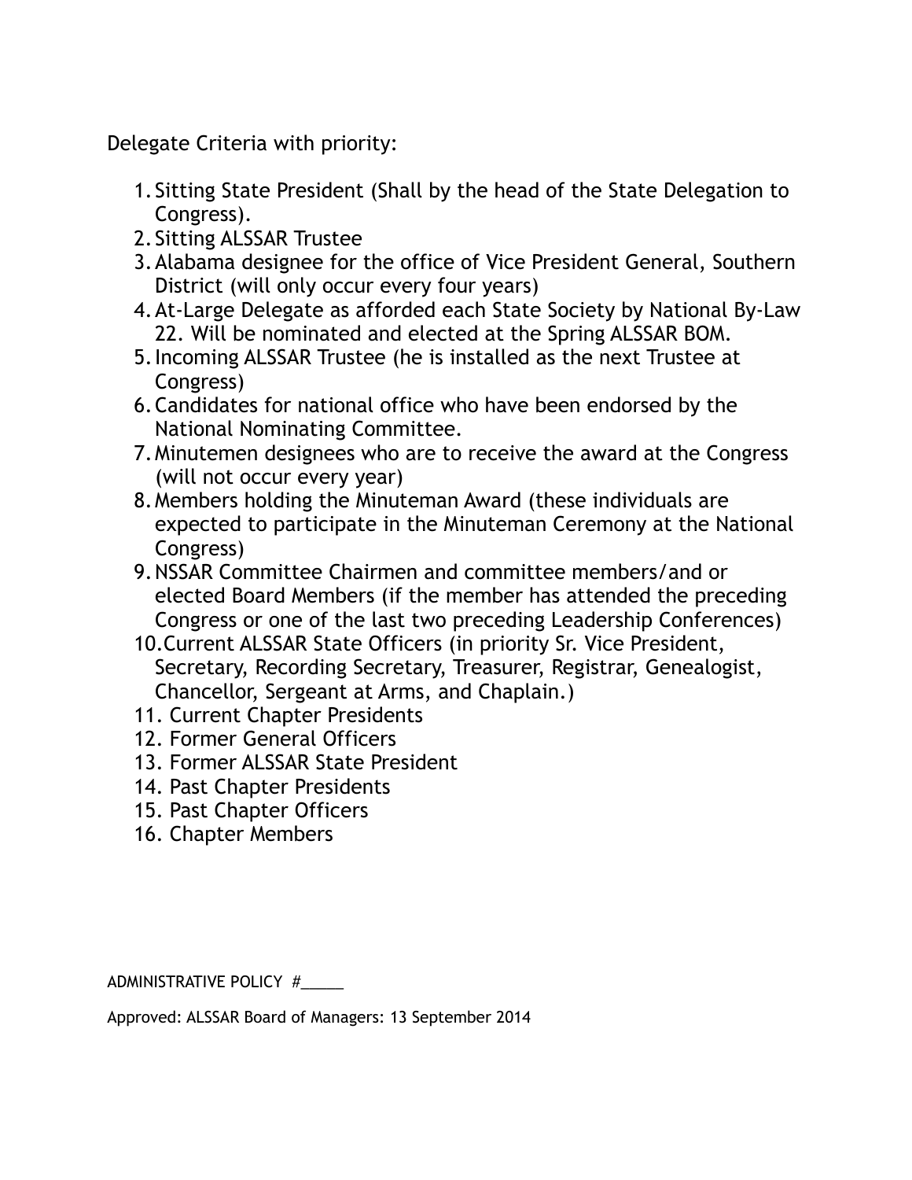Delegate Criteria with priority:

1. Sitting State President (Shall by the head of the State Delegation to Congress).
2. Sitting ALSSAR Trustee
3. Alabama designee for the office of Vice President General, Southern District (will only occur every four years)
4. At-Large Delegate as afforded each State Society by National By-Law 22. Will be nominated and elected at the Spring ALSSAR BOM.
5. Incoming ALSSAR Trustee (he is installed as the next Trustee at Congress)
6. Candidates for national office who have been endorsed by the National Nominating Committee.
7. Minutemen designees who are to receive the award at the Congress (will not occur every year)
8. Members holding the Minuteman Award (these individuals are expected to participate in the Minuteman Ceremony at the National Congress)
9. NSSAR Committee Chairmen and committee members/and or elected Board Members (if the member has attended the preceding Congress or one of the last two preceding Leadership Conferences)
10. Current ALSSAR State Officers (in priority Sr. Vice President, Secretary, Recording Secretary, Treasurer, Registrar, Genealogist, Chancellor, Sergeant at Arms, and Chaplain.)
11. Current Chapter Presidents
12. Former General Officers
13. Former ALSSAR State President
14. Past Chapter Presidents
15. Past Chapter Officers
16. Chapter Members

ADMINISTRATIVE POLICY #_____

Approved: ALSSAR Board of Managers: 13 September 2014